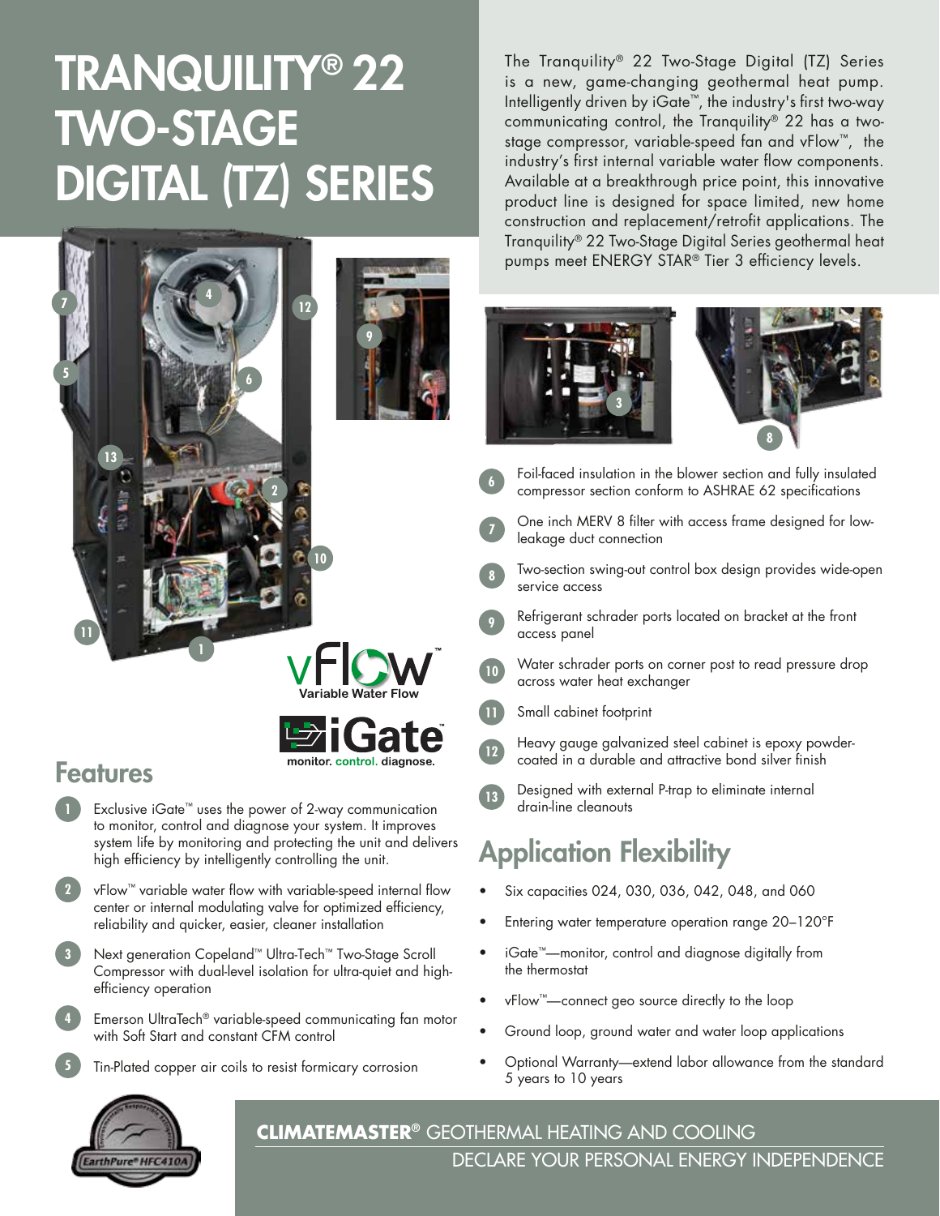# TRANQUILITY® 22 TWO-STAGE DIGITAL (TZ) SERIES

The Tranquility® 22 Two-Stage Digital (TZ) Series is a new, game-changing geothermal heat pump. Intelligently driven by iGate™, the industry's first two-way communicating control, the Tranquility® 22 has a two-stage compressor, variable-speed fan and vFlow™, the industry's first internal variable water flow components. Available at a breakthrough price point, this innovative product line is designed for space limited, new home construction and replacement/retrofit applications. The Tranquility® 22 Two-Stage Digital Series geothermal heat pumps meet ENERGY STAR® Tier 3 efficiency levels.

vFlow™ Variable Water Flow

iGate™ monitor. control. diagnose.

## Features

1. Exclusive iGate™ uses the power of 2-way communication to monitor, control and diagnose your system. It improves system life by monitoring and protecting the unit and delivers high efficiency by intelligently controlling the unit.
2. vFlow™ variable water flow with variable-speed internal flow center or internal modulating valve for optimized efficiency, reliability and quicker, easier, cleaner installation
3. Next generation Copeland™ Ultra-Tech™ Two-Stage Scroll Compressor with dual-level isolation for ultra-quiet and high-efficiency operation
4. Emerson UltraTech® variable-speed communicating fan motor with Soft Start and constant CFM control
5. Tin-Plated copper air coils to resist formicary corrosion
6. Foil-faced insulation in the blower section and fully insulated compressor section conform to ASHRAE 62 specifications
7. One inch MERV 8 filter with access frame designed for low-leakage duct connection
8. Two-section swing-out control box design provides wide-open service access
9. Refrigerant schrader ports located on bracket at the front access panel
10. Water schrader ports on corner post to read pressure drop across water heat exchanger
11. Small cabinet footprint
12. Heavy gauge galvanized steel cabinet is epoxy powder-coated in a durable and attractive bond silver finish
13. Designed with external P-trap to eliminate internal drain-line cleanouts

## Application Flexibility

- Six capacities 024, 030, 036, 042, 048, and 060
- Entering water temperature operation range 20–120°F
- iGate™—monitor, control and diagnose digitally from the thermostat
- vFlow™—connect geo source directly to the loop
- Ground loop, ground water and water loop applications
- Optional Warranty—extend labor allowance from the standard 5 years to 10 years

EarthPure® HFC410A

**CLIMATEMASTER®** GEOTHERMAL HEATING AND COOLING
DECLARE YOUR PERSONAL ENERGY INDEPENDENCE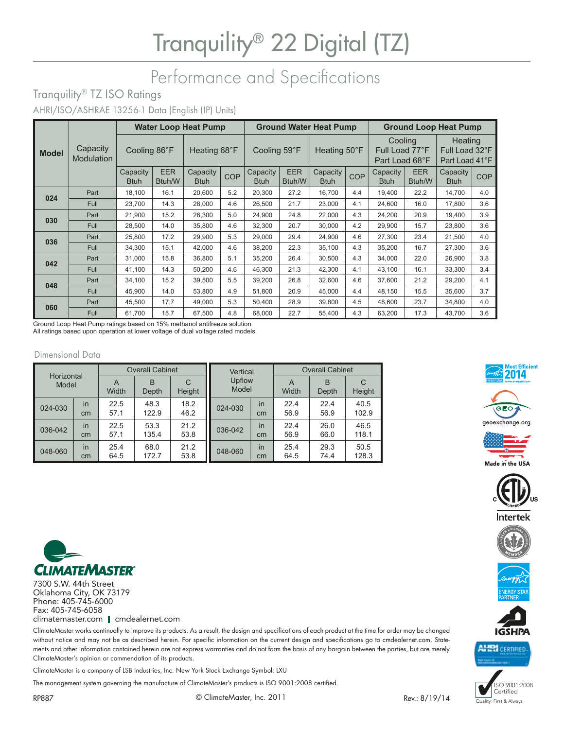# Tranquility® 22 Digital (TZ)

## Performance and Specifications

### Tranquility® TZ ISO Ratings

AHRI/ISO/ASHRAE 13256-1 Data (English (IP) Units)

| Model | Capacity Modulation | Water Loop Heat Pump | | | | Ground Water Heat Pump | | | | Ground Loop Heat Pump | | | |
|---|---|---|---|---|---|---|---|---|---|---|---|---|---|
| | | Cooling 86°F | | Heating 68°F | | Cooling 59°F | | Heating 50°F | | Cooling Full Load 77°F Part Load 68°F | | Heating Full Load 32°F Part Load 41°F | |
| | | Capacity Btuh | EER Btuh/W | Capacity Btuh | COP | Capacity Btuh | EER Btuh/W | Capacity Btuh | COP | Capacity Btuh | EER Btuh/W | Capacity Btuh | COP |
| 024 | Part | 18,100 | 16.1 | 20,600 | 5.2 | 20,300 | 27.2 | 16,700 | 4.4 | 19,400 | 22.2 | 14,700 | 4.0 |
| | Full | 23,700 | 14.3 | 28,000 | 4.6 | 26,500 | 21.7 | 23,000 | 4.1 | 24,600 | 16.0 | 17,800 | 3.6 |
| 030 | Part | 21,900 | 15.2 | 26,300 | 5.0 | 24,900 | 24.8 | 22,000 | 4.3 | 24,200 | 20.9 | 19,400 | 3.9 |
| | Full | 28,500 | 14.0 | 35,800 | 4.6 | 32,300 | 20.7 | 30,000 | 4.2 | 29,900 | 15.7 | 23,800 | 3.6 |
| 036 | Part | 25,800 | 17.2 | 29,900 | 5.3 | 29,000 | 29.4 | 24,900 | 4.6 | 27,300 | 23.4 | 21,500 | 4.0 |
| | Full | 34,300 | 15.1 | 42,000 | 4.6 | 38,200 | 22.3 | 35,100 | 4.3 | 35,200 | 16.7 | 27,300 | 3.6 |
| 042 | Part | 31,000 | 15.8 | 36,800 | 5.1 | 35,200 | 26.4 | 30,500 | 4.3 | 34,000 | 22.0 | 26,900 | 3.8 |
| | Full | 41,100 | 14.3 | 50,200 | 4.6 | 46,300 | 21.3 | 42,300 | 4.1 | 43,100 | 16.1 | 33,300 | 3.4 |
| 048 | Part | 34,100 | 15.2 | 39,500 | 5.5 | 39,200 | 26.8 | 32,600 | 4.6 | 37,600 | 21.2 | 29,200 | 4.1 |
| | Full | 45,900 | 14.0 | 53,800 | 4.9 | 51,800 | 20.9 | 45,000 | 4.4 | 48,150 | 15.5 | 35,600 | 3.7 |
| 060 | Part | 45,500 | 17.7 | 49,000 | 5.3 | 50,400 | 28.9 | 39,800 | 4.5 | 48,600 | 23.7 | 34,800 | 4.0 |
| | Full | 61,700 | 15.7 | 67,500 | 4.8 | 68,000 | 22.7 | 55,400 | 4.3 | 63,200 | 17.3 | 43,700 | 3.6 |

Ground Loop Heat Pump ratings based on 15% methanol antifreeze solution
All ratings based upon operation at lower voltage of dual voltage rated models

### Dimensional Data

| Horizontal Model | | Overall Cabinet A Width | B Depth | C Height |
|---|---|---|---|---|
| 024-030 | in | 22.5 | 48.3 | 18.2 |
| | cm | 57.1 | 122.9 | 46.2 |
| 036-042 | in | 22.5 | 53.3 | 21.2 |
| | cm | 57.1 | 135.4 | 53.8 |
| 048-060 | in | 25.4 | 68.0 | 21.2 |
| | cm | 64.5 | 172.7 | 53.8 |

| Vertical Upflow Model | | Overall Cabinet A Width | B Depth | C Height |
|---|---|---|---|---|
| 024-030 | in | 22.4 | 22.4 | 40.5 |
| | cm | 56.9 | 56.9 | 102.9 |
| 036-042 | in | 22.4 | 26.0 | 46.5 |
| | cm | 56.9 | 66.0 | 118.1 |
| 048-060 | in | 25.4 | 29.3 | 50.5 |
| | cm | 64.5 | 74.4 | 128.3 |

Most Efficient 2014

geoexchange.org

Made in the USA

Intertek

ENERGY STAR PARTNER

IGSHPA

AHRI CERTIFIED

ISO 9001:2008 Certified
Quality: First & Always

**ClimateMaster**

7300 S.W. 44th Street
Oklahoma City, OK 73179
Phone: 405-745-6000
Fax: 405-745-6058
climatemaster.com | cmdealernet.com

ClimateMaster works continually to improve its products. As a result, the design and specifications of each product at the time for order may be changed without notice and may not be as described herein. For specific information on the current design and specifications go to cmdealernet.com. Statements and other information contained herein are not express warranties and do not form the basis of any bargain between the parties, but are merely ClimateMaster's opinion or commendation of its products.

ClimateMaster is a company of LSB Industries, Inc. New York Stock Exchange Symbol: LXU

The management system governing the manufacture of ClimateMaster's products is ISO 9001:2008 certified.

RP887 © ClimateMaster, Inc. 2011 Rev.: 8/19/14